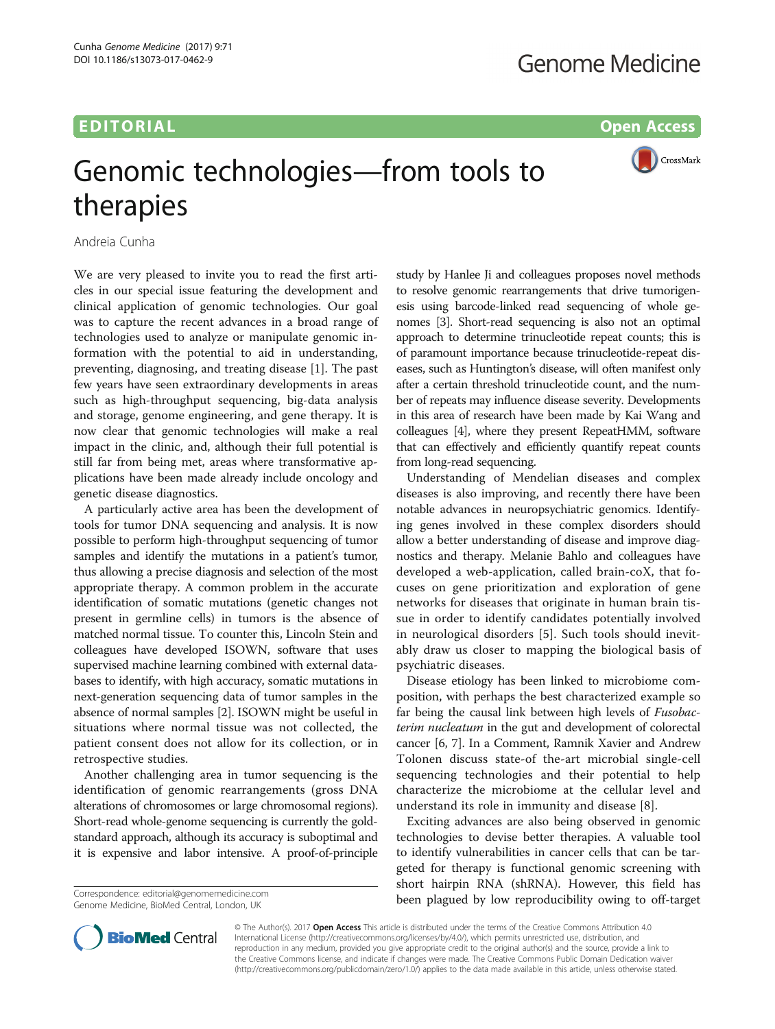EDITORIAL

Open Access

# Genomic technologies—from tools to therapies

Andreia Cunha

We are very pleased to invite you to read the first articles in our special issue featuring the development and clinical application of genomic technologies. Our goal was to capture the recent advances in a broad range of technologies used to analyze or manipulate genomic information with the potential to aid in understanding, preventing, diagnosing, and treating disease [1]. The past few years have seen extraordinary developments in areas such as high-throughput sequencing, big-data analysis and storage, genome engineering, and gene therapy. It is now clear that genomic technologies will make a real impact in the clinic, and, although their full potential is still far from being met, areas where transformative applications have been made already include oncology and genetic disease diagnostics.

A particularly active area has been the development of tools for tumor DNA sequencing and analysis. It is now possible to perform high-throughput sequencing of tumor samples and identify the mutations in a patient's tumor, thus allowing a precise diagnosis and selection of the most appropriate therapy. A common problem in the accurate identification of somatic mutations (genetic changes not present in germline cells) in tumors is the absence of matched normal tissue. To counter this, Lincoln Stein and colleagues have developed ISOWN, software that uses supervised machine learning combined with external databases to identify, with high accuracy, somatic mutations in next-generation sequencing data of tumor samples in the absence of normal samples [2]. ISOWN might be useful in situations where normal tissue was not collected, the patient consent does not allow for its collection, or in retrospective studies.

Another challenging area in tumor sequencing is the identification of genomic rearrangements (gross DNA alterations of chromosomes or large chromosomal regions). Short-read whole-genome sequencing is currently the gold-standard approach, although its accuracy is suboptimal and it is expensive and labor intensive. A proof-of-principle study by Hanlee Ji and colleagues proposes novel methods to resolve genomic rearrangements that drive tumorigenesis using barcode-linked read sequencing of whole genomes [3]. Short-read sequencing is also not an optimal approach to determine trinucleotide repeat counts; this is of paramount importance because trinucleotide-repeat diseases, such as Huntington's disease, will often manifest only after a certain threshold trinucleotide count, and the number of repeats may influence disease severity. Developments in this area of research have been made by Kai Wang and colleagues [4], where they present RepeatHMM, software that can effectively and efficiently quantify repeat counts from long-read sequencing.

Understanding of Mendelian diseases and complex diseases is also improving, and recently there have been notable advances in neuropsychiatric genomics. Identifying genes involved in these complex disorders should allow a better understanding of disease and improve diagnostics and therapy. Melanie Bahlo and colleagues have developed a web-application, called brain-coX, that focuses on gene prioritization and exploration of gene networks for diseases that originate in human brain tissue in order to identify candidates potentially involved in neurological disorders [5]. Such tools should inevitably draw us closer to mapping the biological basis of psychiatric diseases.

Disease etiology has been linked to microbiome composition, with perhaps the best characterized example so far being the causal link between high levels of *Fusobacterim nucleatum* in the gut and development of colorectal cancer [6, 7]. In a Comment, Ramnik Xavier and Andrew Tolonen discuss state-of-the-art microbial single-cell sequencing technologies and their potential to help characterize the microbiome at the cellular level and understand its role in immunity and disease [8].

Exciting advances are also being observed in genomic technologies to devise better therapies. A valuable tool to identify vulnerabilities in cancer cells that can be targeted for therapy is functional genomic screening with short hairpin RNA (shRNA). However, this field has been plagued by low reproducibility owing to off-target

Correspondence: editorial@genomemedicine.com
Genome Medicine, BioMed Central, London, UK

© The Author(s). 2017 **Open Access** This article is distributed under the terms of the Creative Commons Attribution 4.0 International License (http://creativecommons.org/licenses/by/4.0/), which permits unrestricted use, distribution, and reproduction in any medium, provided you give appropriate credit to the original author(s) and the source, provide a link to the Creative Commons license, and indicate if changes were made. The Creative Commons Public Domain Dedication waiver (http://creativecommons.org/publicdomain/zero/1.0/) applies to the data made available in this article, unless otherwise stated.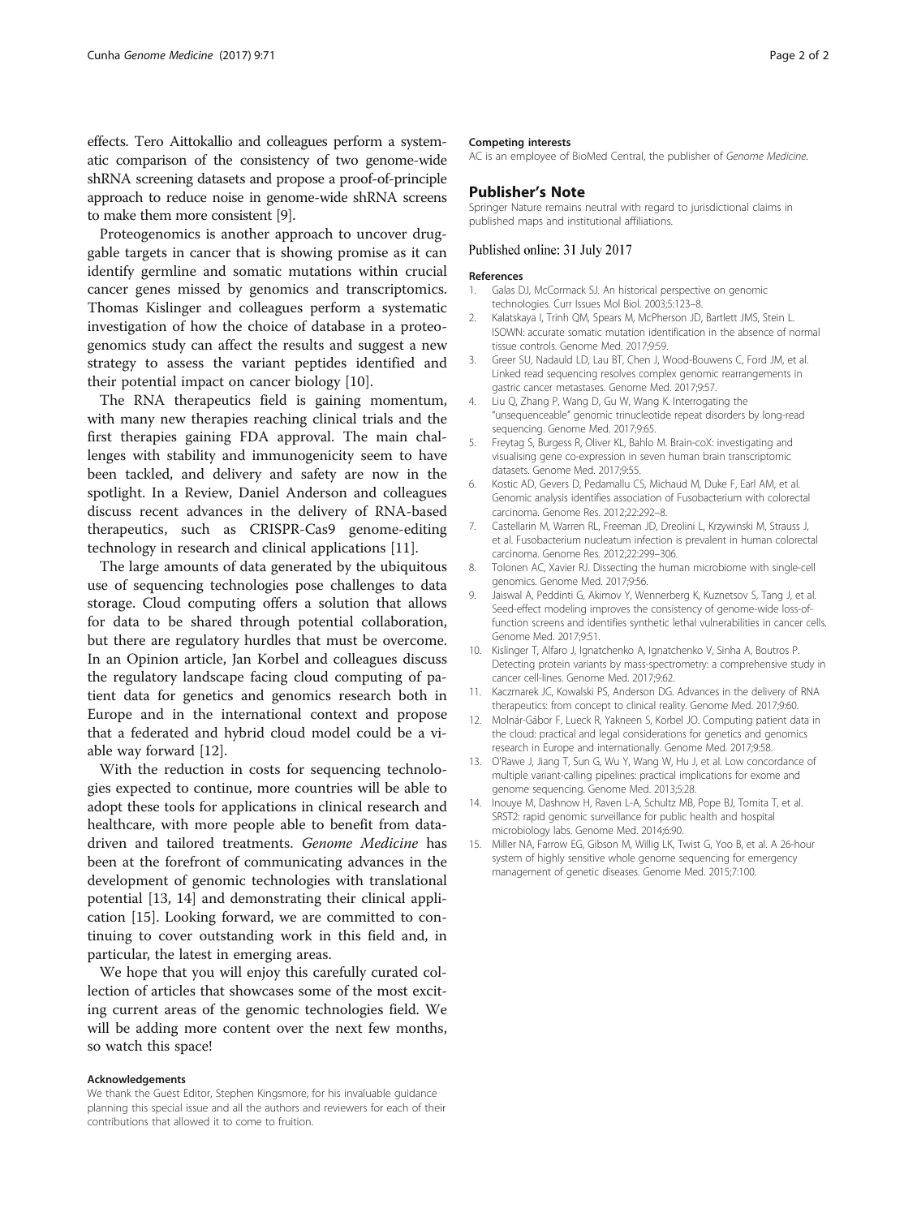effects. Tero Aittokallio and colleagues perform a systematic comparison of the consistency of two genome-wide shRNA screening datasets and propose a proof-of-principle approach to reduce noise in genome-wide shRNA screens to make them more consistent [9].

Proteogenomics is another approach to uncover druggable targets in cancer that is showing promise as it can identify germline and somatic mutations within crucial cancer genes missed by genomics and transcriptomics. Thomas Kislinger and colleagues perform a systematic investigation of how the choice of database in a proteogenomics study can affect the results and suggest a new strategy to assess the variant peptides identified and their potential impact on cancer biology [10].

The RNA therapeutics field is gaining momentum, with many new therapies reaching clinical trials and the first therapies gaining FDA approval. The main challenges with stability and immunogenicity seem to have been tackled, and delivery and safety are now in the spotlight. In a Review, Daniel Anderson and colleagues discuss recent advances in the delivery of RNA-based therapeutics, such as CRISPR-Cas9 genome-editing technology in research and clinical applications [11].

The large amounts of data generated by the ubiquitous use of sequencing technologies pose challenges to data storage. Cloud computing offers a solution that allows for data to be shared through potential collaboration, but there are regulatory hurdles that must be overcome. In an Opinion article, Jan Korbel and colleagues discuss the regulatory landscape facing cloud computing of patient data for genetics and genomics research both in Europe and in the international context and propose that a federated and hybrid cloud model could be a viable way forward [12].

With the reduction in costs for sequencing technologies expected to continue, more countries will be able to adopt these tools for applications in clinical research and healthcare, with more people able to benefit from data-driven and tailored treatments. *Genome Medicine* has been at the forefront of communicating advances in the development of genomic technologies with translational potential [13, 14] and demonstrating their clinical application [15]. Looking forward, we are committed to continuing to cover outstanding work in this field and, in particular, the latest in emerging areas.

We hope that you will enjoy this carefully curated collection of articles that showcases some of the most exciting current areas of the genomic technologies field. We will be adding more content over the next few months, so watch this space!

#### Acknowledgements

We thank the Guest Editor, Stephen Kingsmore, for his invaluable guidance planning this special issue and all the authors and reviewers for each of their contributions that allowed it to come to fruition.

#### Competing interests

AC is an employee of BioMed Central, the publisher of *Genome Medicine*.

## Publisher's Note

Springer Nature remains neutral with regard to jurisdictional claims in published maps and institutional affiliations.

Published online: 31 July 2017

#### References

1. Galas DJ, McCormack SJ. An historical perspective on genomic technologies. Curr Issues Mol Biol. 2003;5:123–8.
2. Kalatskaya I, Trinh QM, Spears M, McPherson JD, Bartlett JMS, Stein L. ISOWN: accurate somatic mutation identification in the absence of normal tissue controls. Genome Med. 2017;9:59.
3. Greer SU, Nadauld LD, Lau BT, Chen J, Wood-Bouwens C, Ford JM, et al. Linked read sequencing resolves complex genomic rearrangements in gastric cancer metastases. Genome Med. 2017;9:57.
4. Liu Q, Zhang P, Wang D, Gu W, Wang K. Interrogating the "unsequenceable" genomic trinucleotide repeat disorders by long-read sequencing. Genome Med. 2017;9:65.
5. Freytag S, Burgess R, Oliver KL, Bahlo M. Brain-coX: investigating and visualising gene co-expression in seven human brain transcriptomic datasets. Genome Med. 2017;9:55.
6. Kostic AD, Gevers D, Pedamallu CS, Michaud M, Duke F, Earl AM, et al. Genomic analysis identifies association of Fusobacterium with colorectal carcinoma. Genome Res. 2012;22:292–8.
7. Castellarin M, Warren RL, Freeman JD, Dreolini L, Krzywinski M, Strauss J, et al. Fusobacterium nucleatum infection is prevalent in human colorectal carcinoma. Genome Res. 2012;22:299–306.
8. Tolonen AC, Xavier RJ. Dissecting the human microbiome with single-cell genomics. Genome Med. 2017;9:56.
9. Jaiswal A, Peddinti G, Akimov Y, Wennerberg K, Kuznetsov S, Tang J, et al. Seed-effect modeling improves the consistency of genome-wide loss-of-function screens and identifies synthetic lethal vulnerabilities in cancer cells. Genome Med. 2017;9:51.
10. Kislinger T, Alfaro J, Ignatchenko A, Ignatchenko V, Sinha A, Boutros P. Detecting protein variants by mass-spectrometry: a comprehensive study in cancer cell-lines. Genome Med. 2017;9:62.
11. Kaczmarek JC, Kowalski PS, Anderson DG. Advances in the delivery of RNA therapeutics: from concept to clinical reality. Genome Med. 2017;9:60.
12. Molnár-Gábor F, Lueck R, Yakneen S, Korbel JO. Computing patient data in the cloud: practical and legal considerations for genetics and genomics research in Europe and internationally. Genome Med. 2017;9:58.
13. O'Rawe J, Jiang T, Sun G, Wu Y, Wang W, Hu J, et al. Low concordance of multiple variant-calling pipelines: practical implications for exome and genome sequencing. Genome Med. 2013;5:28.
14. Inouye M, Dashnow H, Raven L-A, Schultz MB, Pope BJ, Tomita T, et al. SRST2: rapid genomic surveillance for public health and hospital microbiology labs. Genome Med. 2014;6:90.
15. Miller NA, Farrow EG, Gibson M, Willig LK, Twist G, Yoo B, et al. A 26-hour system of highly sensitive whole genome sequencing for emergency management of genetic diseases. Genome Med. 2015;7:100.